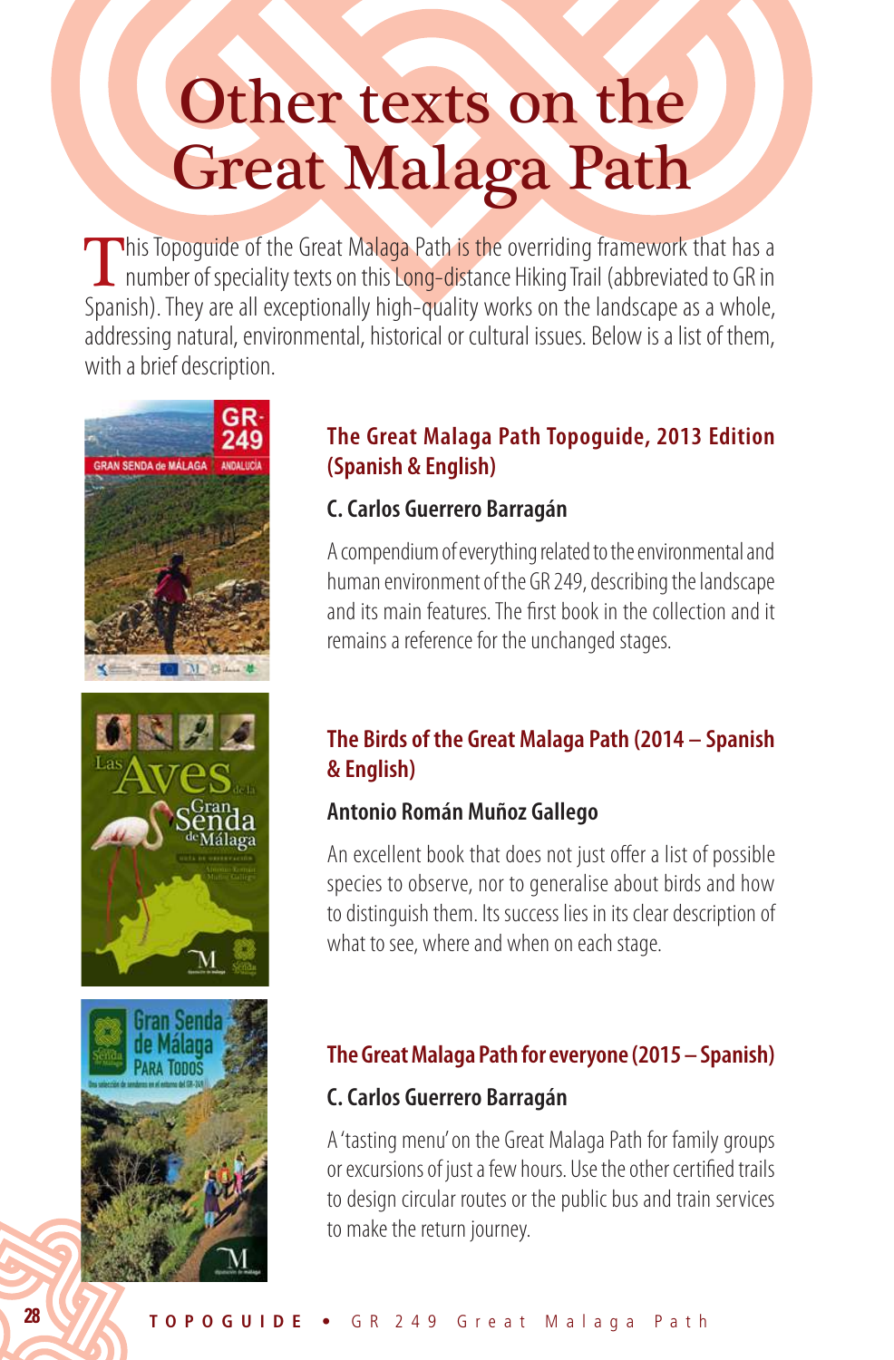# Other texts on the Great Malaga Path

This Topoguide of the Great Malaga Path is the overriding framework that has a number of speciality texts on this Long-distance Hiking Trail (abbreviated to GR in Spanish). They are all exceptionally high-quality works on the landscape as a whole, addressing natural, environmental, historical or cultural issues. Below is a list of them, with a brief description.

## The Great Malaga Path Topoguide, 2013 Edition (Spanish & English)

**C. Carlos Guerrero Barragán**

A compendium of everything related to the environmental and human environment of the GR 249, describing the landscape and its main features. The first book in the collection and it remains a reference for the unchanged stages.

## The Birds of the Great Malaga Path (2014 – Spanish & English)

**Antonio Román Muñoz Gallego**

An excellent book that does not just offer a list of possible species to observe, nor to generalise about birds and how to distinguish them. Its success lies in its clear description of what to see, where and when on each stage.

## The Great Malaga Path for everyone (2015 – Spanish)

**C. Carlos Guerrero Barragán**

A 'tasting menu' on the Great Malaga Path for family groups or excursions of just a few hours. Use the other certified trails to design circular routes or the public bus and train services to make the return journey.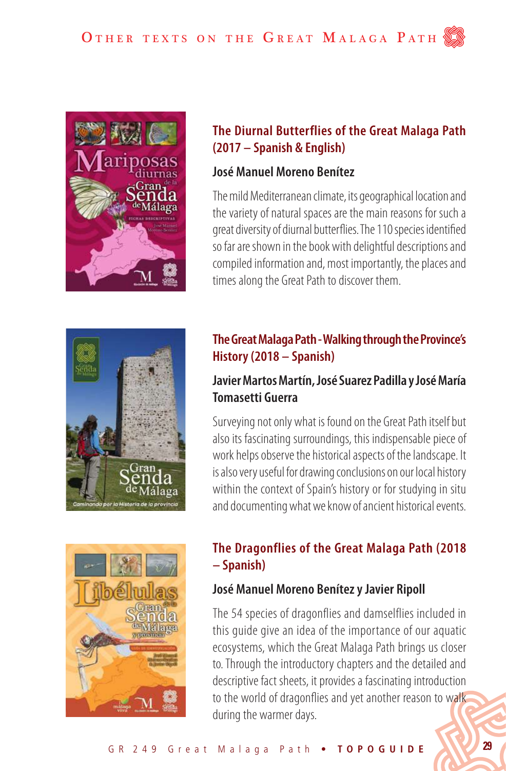# Other texts on the Great Malaga Path

## The Diurnal Butterflies of the Great Malaga Path (2017 – Spanish & English)

### José Manuel Moreno Benítez

The mild Mediterranean climate, its geographical location and the variety of natural spaces are the main reasons for such a great diversity of diurnal butterflies. The 110 species identified so far are shown in the book with delightful descriptions and compiled information and, most importantly, the places and times along the Great Path to discover them.

## The Great Malaga Path - Walking through the Province's History (2018 – Spanish)

### Javier Martos Martín, José Suarez Padilla y José María Tomasetti Guerra

Surveying not only what is found on the Great Path itself but also its fascinating surroundings, this indispensable piece of work helps observe the historical aspects of the landscape. It is also very useful for drawing conclusions on our local history within the context of Spain's history or for studying in situ and documenting what we know of ancient historical events.

## The Dragonflies of the Great Malaga Path (2018 – Spanish)

### José Manuel Moreno Benítez y Javier Ripoll

The 54 species of dragonflies and damselflies included in this guide give an idea of the importance of our aquatic ecosystems, which the Great Malaga Path brings us closer to. Through the introductory chapters and the detailed and descriptive fact sheets, it provides a fascinating introduction to the world of dragonflies and yet another reason to walk during the warmer days.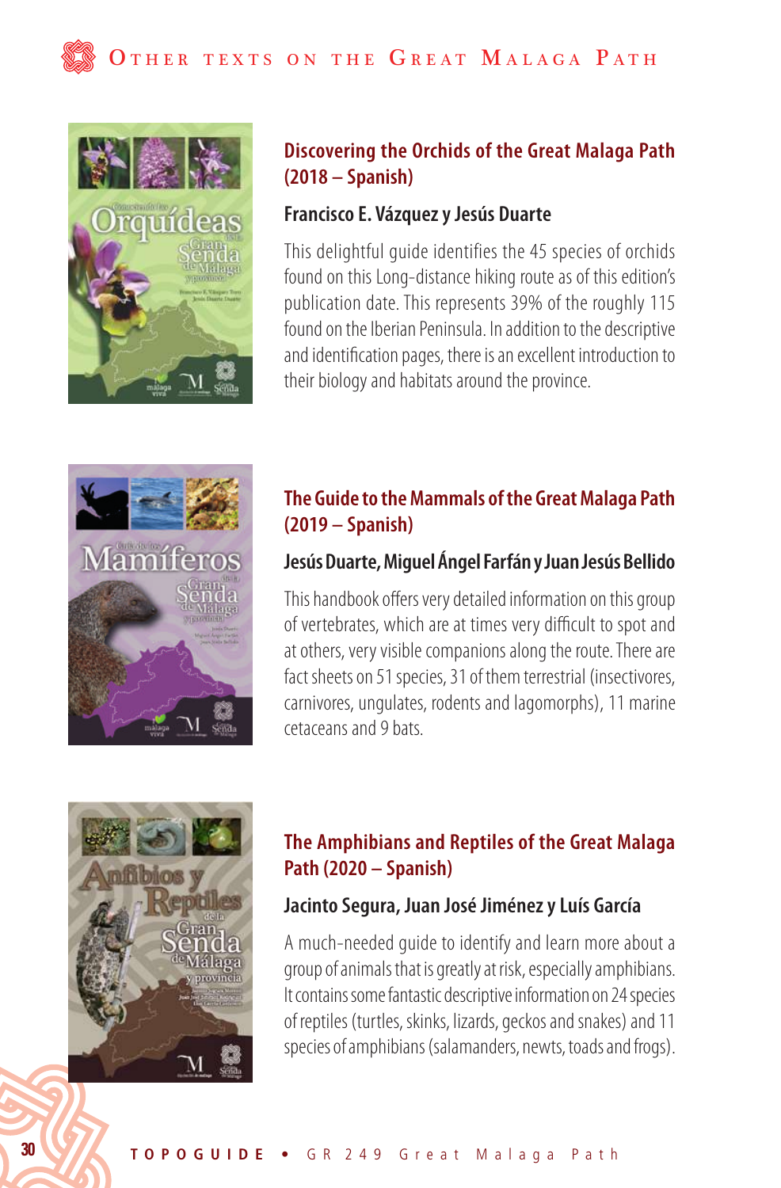# Other texts on the Great Malaga Path

## Discovering the Orchids of the Great Malaga Path (2018 – Spanish)

### Francisco E. Vázquez y Jesús Duarte

This delightful guide identifies the 45 species of orchids found on this Long-distance hiking route as of this edition's publication date. This represents 39% of the roughly 115 found on the Iberian Peninsula. In addition to the descriptive and identification pages, there is an excellent introduction to their biology and habitats around the province.

## The Guide to the Mammals of the Great Malaga Path (2019 – Spanish)

### Jesús Duarte, Miguel Ángel Farfán y Juan Jesús Bellido

This handbook offers very detailed information on this group of vertebrates, which are at times very difficult to spot and at others, very visible companions along the route. There are fact sheets on 51 species, 31 of them terrestrial (insectivores, carnivores, ungulates, rodents and lagomorphs), 11 marine cetaceans and 9 bats.

## The Amphibians and Reptiles of the Great Malaga Path (2020 – Spanish)

### Jacinto Segura, Juan José Jiménez y Luís García

A much-needed guide to identify and learn more about a group of animals that is greatly at risk, especially amphibians. It contains some fantastic descriptive information on 24 species of reptiles (turtles, skinks, lizards, geckos and snakes) and 11 species of amphibians (salamanders, newts, toads and frogs).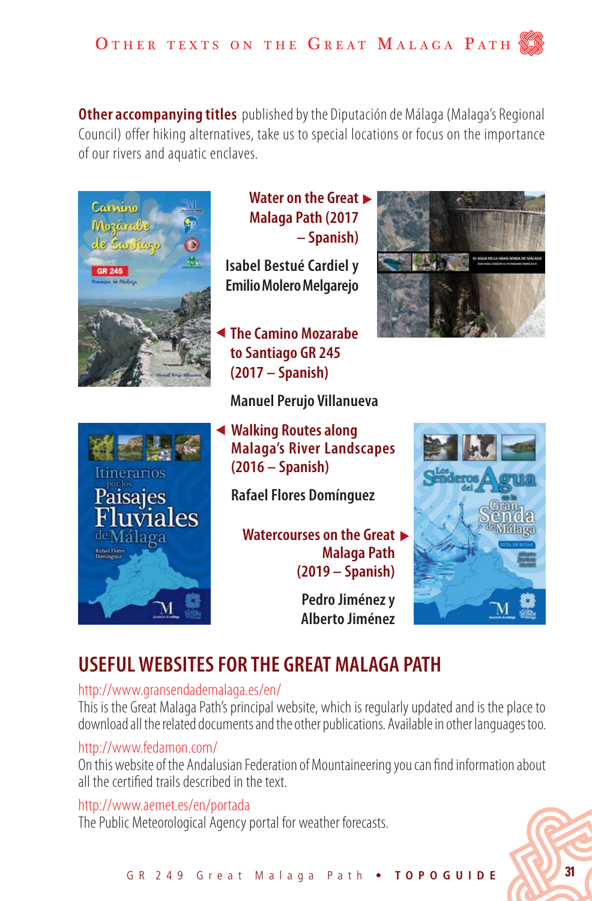**Other accompanying titles** published by the Diputación de Málaga (Malaga's Regional Council) offer hiking alternatives, take us to special locations or focus on the importance of our rivers and aquatic enclaves.

**Water on the Great Malaga Path (2017 – Spanish)**

**Isabel Bestué Cardiel y Emilio Molero Melgarejo**

**The Camino Mozarabe to Santiago GR 245 (2017 – Spanish)**

**Manuel Perujo Villanueva**

**Walking Routes along Malaga's River Landscapes (2016 – Spanish)**

**Rafael Flores Domínguez**

**Watercourses on the Great Malaga Path (2019 – Spanish)**

**Pedro Jiménez y Alberto Jiménez**

## USEFUL WEBSITES FOR THE GREAT MALAGA PATH

http://www.gransendademalaga.es/en/

This is the Great Malaga Path's principal website, which is regularly updated and is the place to download all the related documents and the other publications. Available in other languages too.

http://www.fedamon.com/

On this website of the Andalusian Federation of Mountaineering you can find information about all the certified trails described in the text.

http://www.aemet.es/en/portada

The Public Meteorological Agency portal for weather forecasts.